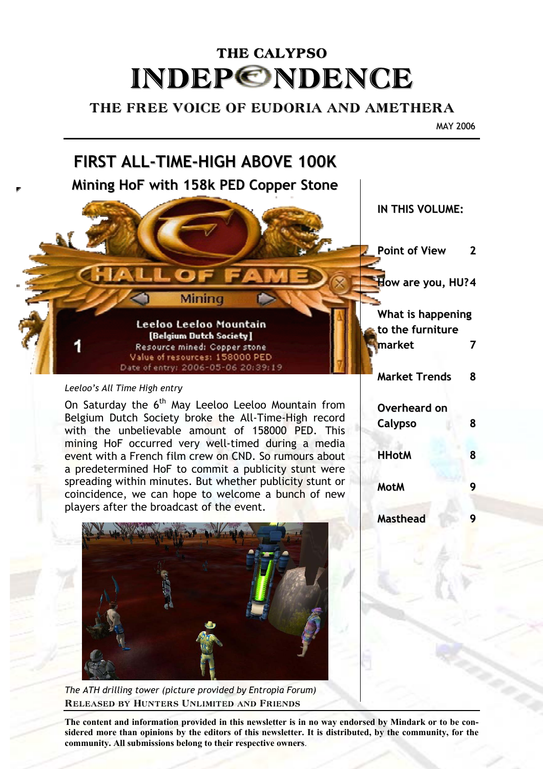# THE CALYPSO INDEPENDENCE

**THE FREE VOICE OF EUDORIA AND AMETHERA**

MAY 2006

## FIRST ALL-TIME-HIGH ABOVE 100K

### Mining HoF with 158k PED Copper Stone

HALL OF FAME
Mining
1
Leeloo Leeloo Mountain
[Belgium Dutch Society]
Resource mined: Copper stone
Value of resources: 158000 PED
Date of entry: 2006-05-06 20:39:19

*Leeloo's All Time High entry*

On Saturday the 6th May Leeloo Leeloo Mountain from Belgium Dutch Society broke the All-Time-High record with the unbelievable amount of 158000 PED. This mining HoF occurred very well-timed during a media event with a French film crew on CND. So rumours about a predetermined HoF to commit a publicity stunt were spreading within minutes. But whether publicity stunt or coincidence, we can hope to welcome a bunch of new players after the broadcast of the event.

*The ATH drilling tower (picture provided by Entropia Forum)*

**RELEASED BY HUNTERS UNLIMITED AND FRIENDS**

**IN THIS VOLUME:**

| | |
|---|---|
| Point of View | 2 |
| How are you, HU? | 4 |
| What is happening to the furniture market | 7 |
| Market Trends | 8 |
| Overheard on Calypso | 8 |
| HHotM | 8 |
| MotM | 9 |
| Masthead | 9 |

**The content and information provided in this newsletter is in no way endorsed by Mindark or to be considered more than opinions by the editors of this newsletter. It is distributed, by the community, for the community. All submissions belong to their respective owners.**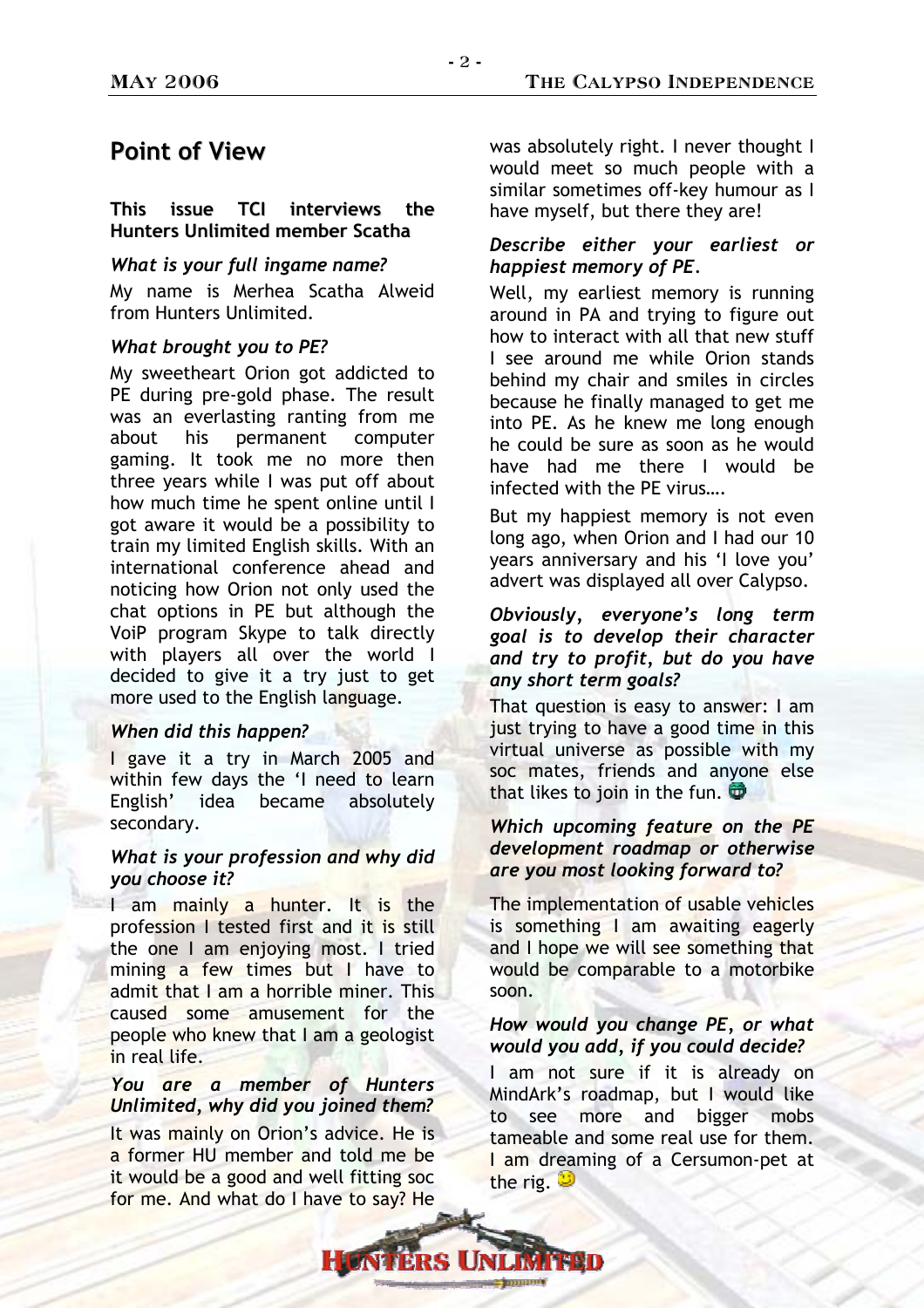## Point of View

**This issue TCI interviews the Hunters Unlimited member Scatha**

*What is your full ingame name?*

My name is Merhea Scatha Alweid from Hunters Unlimited.

*What brought you to PE?*

My sweetheart Orion got addicted to PE during pre-gold phase. The result was an everlasting ranting from me about his permanent computer gaming. It took me no more then three years while I was put off about how much time he spent online until I got aware it would be a possibility to train my limited English skills. With an international conference ahead and noticing how Orion not only used the chat options in PE but although the VoiP program Skype to talk directly with players all over the world I decided to give it a try just to get more used to the English language.

*When did this happen?*

I gave it a try in March 2005 and within few days the 'I need to learn English' idea became absolutely secondary.

*What is your profession and why did you choose it?*

I am mainly a hunter. It is the profession I tested first and it is still the one I am enjoying most. I tried mining a few times but I have to admit that I am a horrible miner. This caused some amusement for the people who knew that I am a geologist in real life.

*You are a member of Hunters Unlimited, why did you joined them?*

It was mainly on Orion's advice. He is a former HU member and told me be it would be a good and well fitting soc for me. And what do I have to say? He was absolutely right. I never thought I would meet so much people with a similar sometimes off-key humour as I have myself, but there they are!

*Describe either your earliest or happiest memory of PE.*

Well, my earliest memory is running around in PA and trying to figure out how to interact with all that new stuff I see around me while Orion stands behind my chair and smiles in circles because he finally managed to get me into PE. As he knew me long enough he could be sure as soon as he would have had me there I would be infected with the PE virus….

But my happiest memory is not even long ago, when Orion and I had our 10 years anniversary and his 'I love you' advert was displayed all over Calypso.

*Obviously, everyone's long term goal is to develop their character and try to profit, but do you have any short term goals?*

That question is easy to answer: I am just trying to have a good time in this virtual universe as possible with my soc mates, friends and anyone else that likes to join in the fun.

*Which upcoming feature on the PE development roadmap or otherwise are you most looking forward to?*

The implementation of usable vehicles is something I am awaiting eagerly and I hope we will see something that would be comparable to a motorbike soon.

*How would you change PE, or what would you add, if you could decide?*

I am not sure if it is already on MindArk's roadmap, but I would like to see more and bigger mobs tameable and some real use for them. I am dreaming of a Cersumon-pet at the rig.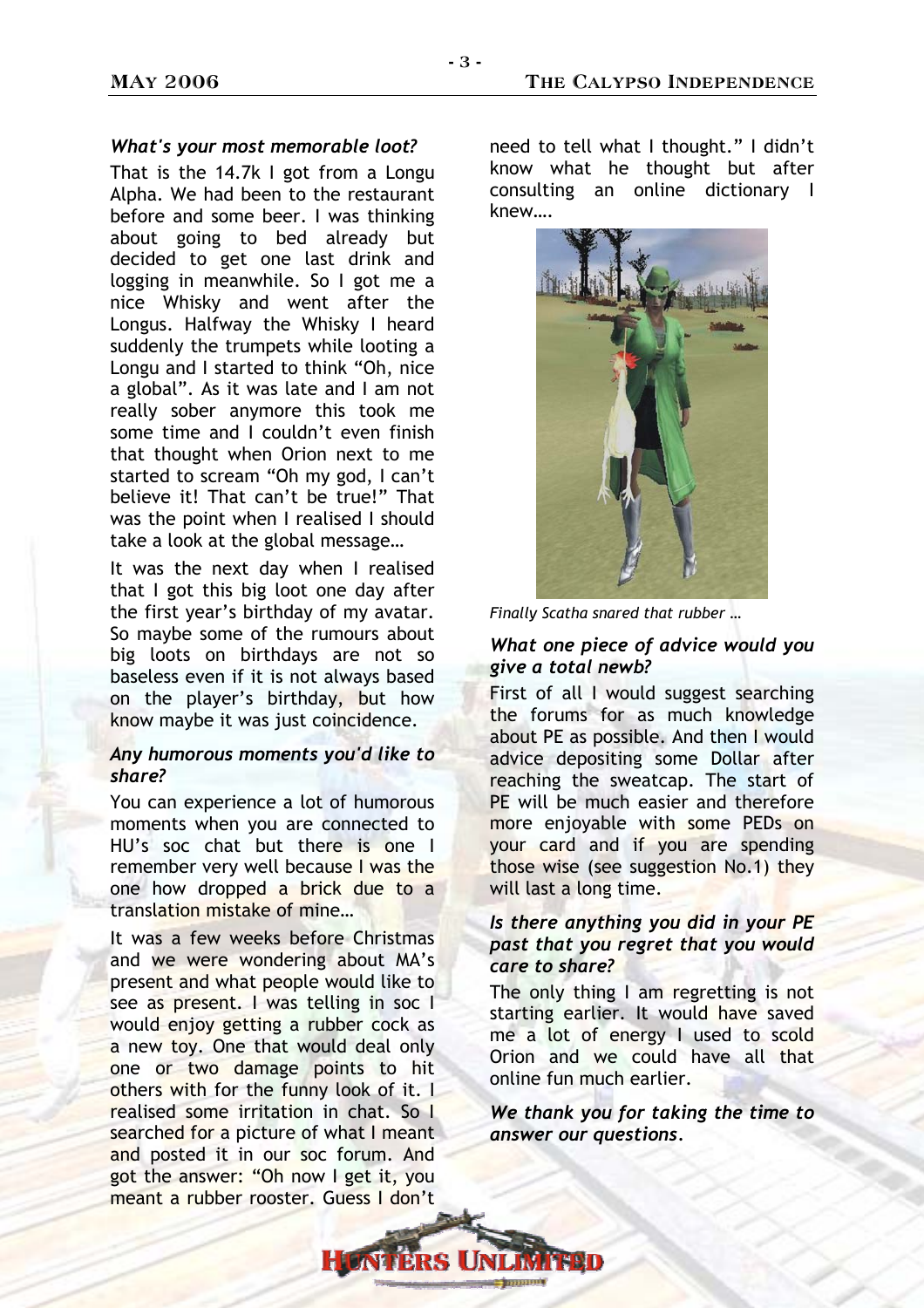***What's your most memorable loot?***

That is the 14.7k I got from a Longu Alpha. We had been to the restaurant before and some beer. I was thinking about going to bed already but decided to get one last drink and logging in meanwhile. So I got me a nice Whisky and went after the Longus. Halfway the Whisky I heard suddenly the trumpets while looting a Longu and I started to think "Oh, nice a global". As it was late and I am not really sober anymore this took me some time and I couldn't even finish that thought when Orion next to me started to scream "Oh my god, I can't believe it! That can't be true!" That was the point when I realised I should take a look at the global message…

It was the next day when I realised that I got this big loot one day after the first year's birthday of my avatar. So maybe some of the rumours about big loots on birthdays are not so baseless even if it is not always based on the player's birthday, but how know maybe it was just coincidence.

***Any humorous moments you'd like to share?***

You can experience a lot of humorous moments when you are connected to HU's soc chat but there is one I remember very well because I was the one how dropped a brick due to a translation mistake of mine…

It was a few weeks before Christmas and we were wondering about MA's present and what people would like to see as present. I was telling in soc I would enjoy getting a rubber cock as a new toy. One that would deal only one or two damage points to hit others with for the funny look of it. I realised some irritation in chat. So I searched for a picture of what I meant and posted it in our soc forum. And got the answer: "Oh now I get it, you meant a rubber rooster. Guess I don't need to tell what I thought." I didn't know what he thought but after consulting an online dictionary I knew….

*Finally Scatha snared that rubber …*

***What one piece of advice would you give a total newb?***

First of all I would suggest searching the forums for as much knowledge about PE as possible. And then I would advice depositing some Dollar after reaching the sweatcap. The start of PE will be much easier and therefore more enjoyable with some PEDs on your card and if you are spending those wise (see suggestion No.1) they will last a long time.

***Is there anything you did in your PE past that you regret that you would care to share?***

The only thing I am regretting is not starting earlier. It would have saved me a lot of energy I used to scold Orion and we could have all that online fun much earlier.

***We thank you for taking the time to answer our questions.***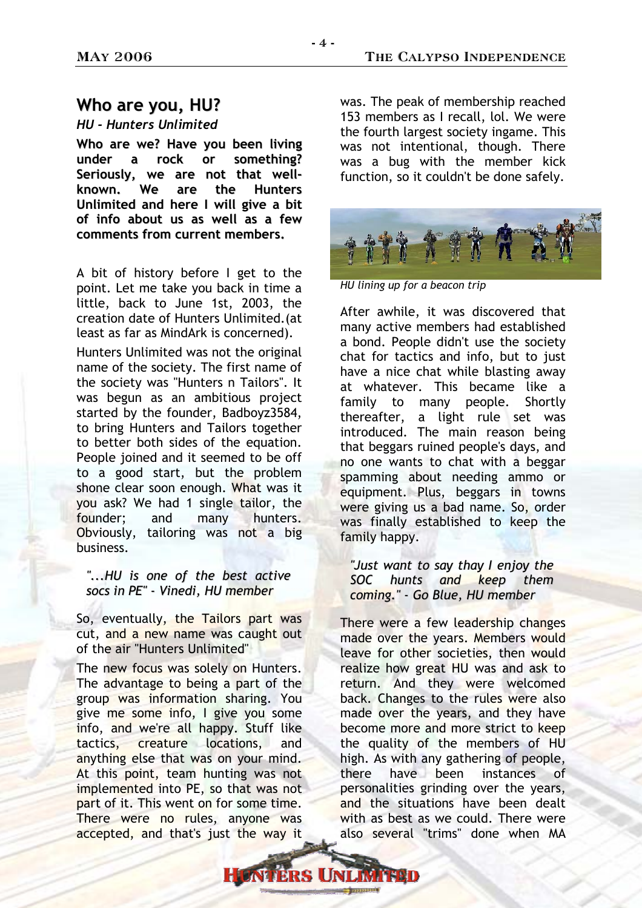## Who are you, HU?

*HU - Hunters Unlimited*

**Who are we? Have you been living under a rock or something? Seriously, we are not that well-known. We are the Hunters Unlimited and here I will give a bit of info about us as well as a few comments from current members.**

A bit of history before I get to the point. Let me take you back in time a little, back to June 1st, 2003, the creation date of Hunters Unlimited.(at least as far as MindArk is concerned).

Hunters Unlimited was not the original name of the society. The first name of the society was "Hunters n Tailors". It was begun as an ambitious project started by the founder, Badboyz3584, to bring Hunters and Tailors together to better both sides of the equation. People joined and it seemed to be off to a good start, but the problem shone clear soon enough. What was it you ask? We had 1 single tailor, the founder; and many hunters. Obviously, tailoring was not a big business.

*"...HU is one of the best active socs in PE" - Vinedi, HU member*

So, eventually, the Tailors part was cut, and a new name was caught out of the air "Hunters Unlimited"

The new focus was solely on Hunters. The advantage to being a part of the group was information sharing. You give me some info, I give you some info, and we're all happy. Stuff like tactics, creature locations, and anything else that was on your mind. At this point, team hunting was not implemented into PE, so that was not part of it. This went on for some time. There were no rules, anyone was accepted, and that's just the way it was. The peak of membership reached 153 members as I recall, lol. We were the fourth largest society ingame. This was not intentional, though. There was a bug with the member kick function, so it couldn't be done safely.

*HU lining up for a beacon trip*

After awhile, it was discovered that many active members had established a bond. People didn't use the society chat for tactics and info, but to just have a nice chat while blasting away at whatever. This became like a family to many people. Shortly thereafter, a light rule set was introduced. The main reason being that beggars ruined people's days, and no one wants to chat with a beggar spamming about needing ammo or equipment. Plus, beggars in towns were giving us a bad name. So, order was finally established to keep the family happy.

*"Just want to say thay I enjoy the SOC hunts and keep them coming." - Go Blue, HU member*

There were a few leadership changes made over the years. Members would leave for other societies, then would realize how great HU was and ask to return. And they were welcomed back. Changes to the rules were also made over the years, and they have become more and more strict to keep the quality of the members of HU high. As with any gathering of people, there have been instances of personalities grinding over the years, and the situations have been dealt with as best as we could. There were also several "trims" done when MA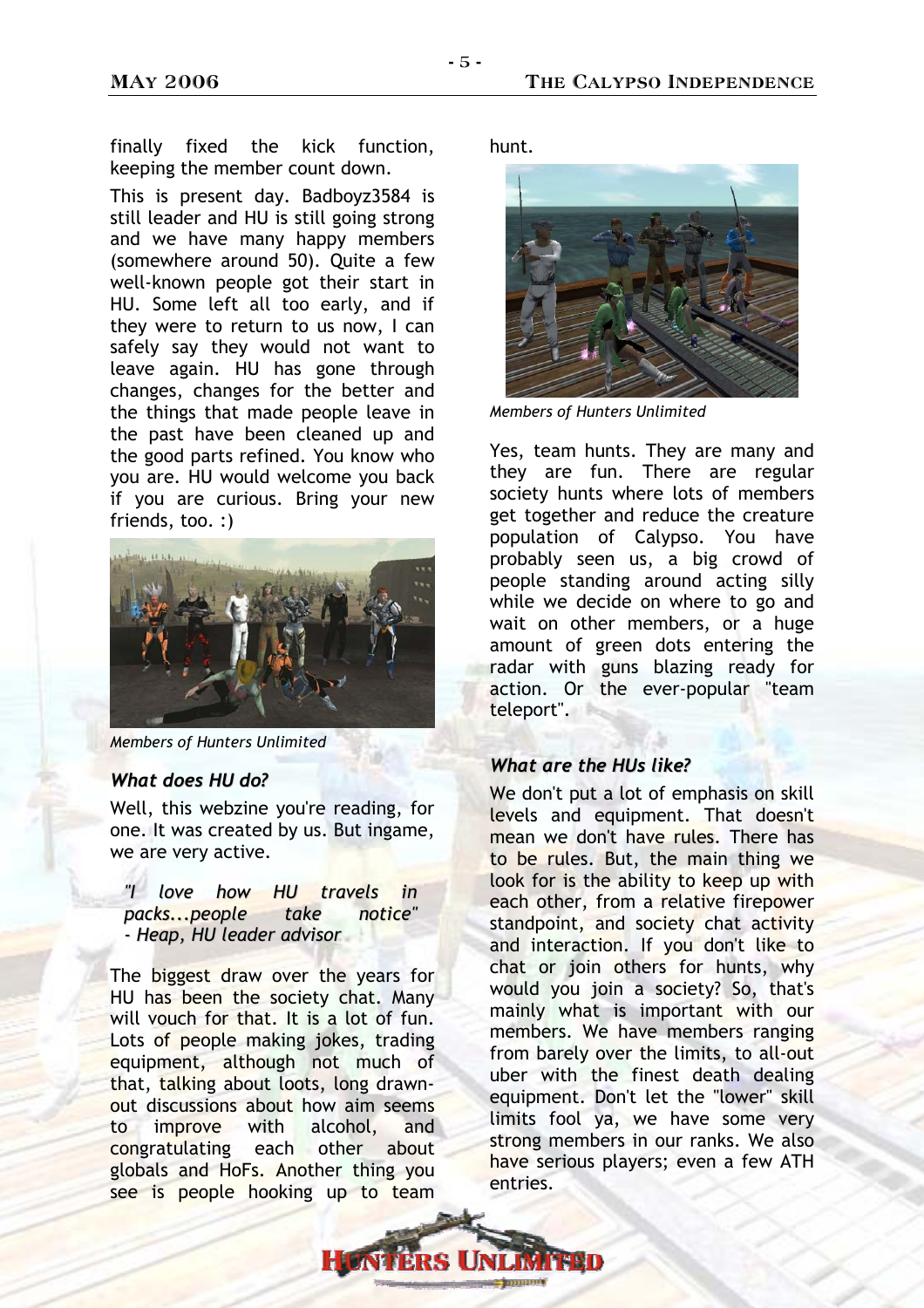finally fixed the kick function, keeping the member count down.

This is present day. Badboyz3584 is still leader and HU is still going strong and we have many happy members (somewhere around 50). Quite a few well-known people got their start in HU. Some left all too early, and if they were to return to us now, I can safely say they would not want to leave again. HU has gone through changes, changes for the better and the things that made people leave in the past have been cleaned up and the good parts refined. You know who you are. HU would welcome you back if you are curious. Bring your new friends, too. :)

*Members of Hunters Unlimited*

### *What does HU do?*

Well, this webzine you're reading, for one. It was created by us. But ingame, we are very active.

> *"I love how HU travels in packs...people take notice"*
> *- Heap, HU leader advisor*

The biggest draw over the years for HU has been the society chat. Many will vouch for that. It is a lot of fun. Lots of people making jokes, trading equipment, although not much of that, talking about loots, long drawn-out discussions about how aim seems to improve with alcohol, and congratulating each other about globals and HoFs. Another thing you see is people hooking up to team hunt.

*Members of Hunters Unlimited*

Yes, team hunts. They are many and they are fun. There are regular society hunts where lots of members get together and reduce the creature population of Calypso. You have probably seen us, a big crowd of people standing around acting silly while we decide on where to go and wait on other members, or a huge amount of green dots entering the radar with guns blazing ready for action. Or the ever-popular "team teleport".

### *What are the HUs like?*

We don't put a lot of emphasis on skill levels and equipment. That doesn't mean we don't have rules. There has to be rules. But, the main thing we look for is the ability to keep up with each other, from a relative firepower standpoint, and society chat activity and interaction. If you don't like to chat or join others for hunts, why would you join a society? So, that's mainly what is important with our members. We have members ranging from barely over the limits, to all-out uber with the finest death dealing equipment. Don't let the "lower" skill limits fool ya, we have some very strong members in our ranks. We also have serious players; even a few ATH entries.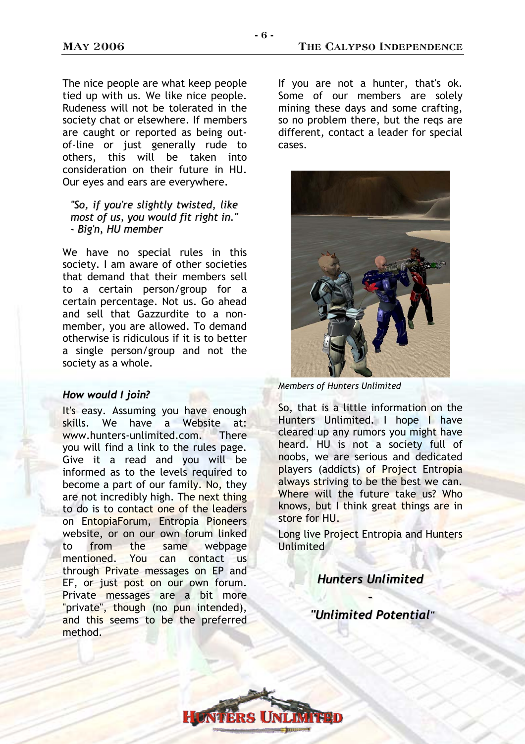The nice people are what keep people tied up with us. We like nice people. Rudeness will not be tolerated in the society chat or elsewhere. If members are caught or reported as being out-of-line or just generally rude to others, this will be taken into consideration on their future in HU. Our eyes and ears are everywhere.

> *"So, if you're slightly twisted, like most of us, you would fit right in." - Big'n, HU member*

We have no special rules in this society. I am aware of other societies that demand that their members sell to a certain person/group for a certain percentage. Not us. Go ahead and sell that Gazzurdite to a non-member, you are allowed. To demand otherwise is ridiculous if it is to better a single person/group and not the society as a whole.

### *How would I join?*

It's easy. Assuming you have enough skills. We have a Website at: www.hunters-unlimited.com. There you will find a link to the rules page. Give it a read and you will be informed as to the levels required to become a part of our family. No, they are not incredibly high. The next thing to do is to contact one of the leaders on EntopiaForum, Entropia Pioneers website, or on our own forum linked to from the same webpage mentioned. You can contact us through Private messages on EP and EF, or just post on our own forum. Private messages are a bit more "private", though (no pun intended), and this seems to be the preferred method.

If you are not a hunter, that's ok. Some of our members are solely mining these days and some crafting, so no problem there, but the reqs are different, contact a leader for special cases.

*Members of Hunters Unlimited*

So, that is a little information on the Hunters Unlimited. I hope I have cleared up any rumors you might have heard. HU is not a society full of noobs, we are serious and dedicated players (addicts) of Project Entropia always striving to be the best we can. Where will the future take us? Who knows, but I think great things are in store for HU.

Long live Project Entropia and Hunters Unlimited

***Hunters Unlimited***

**-**

***"Unlimited Potential"***

HUNTERS UNLIMITED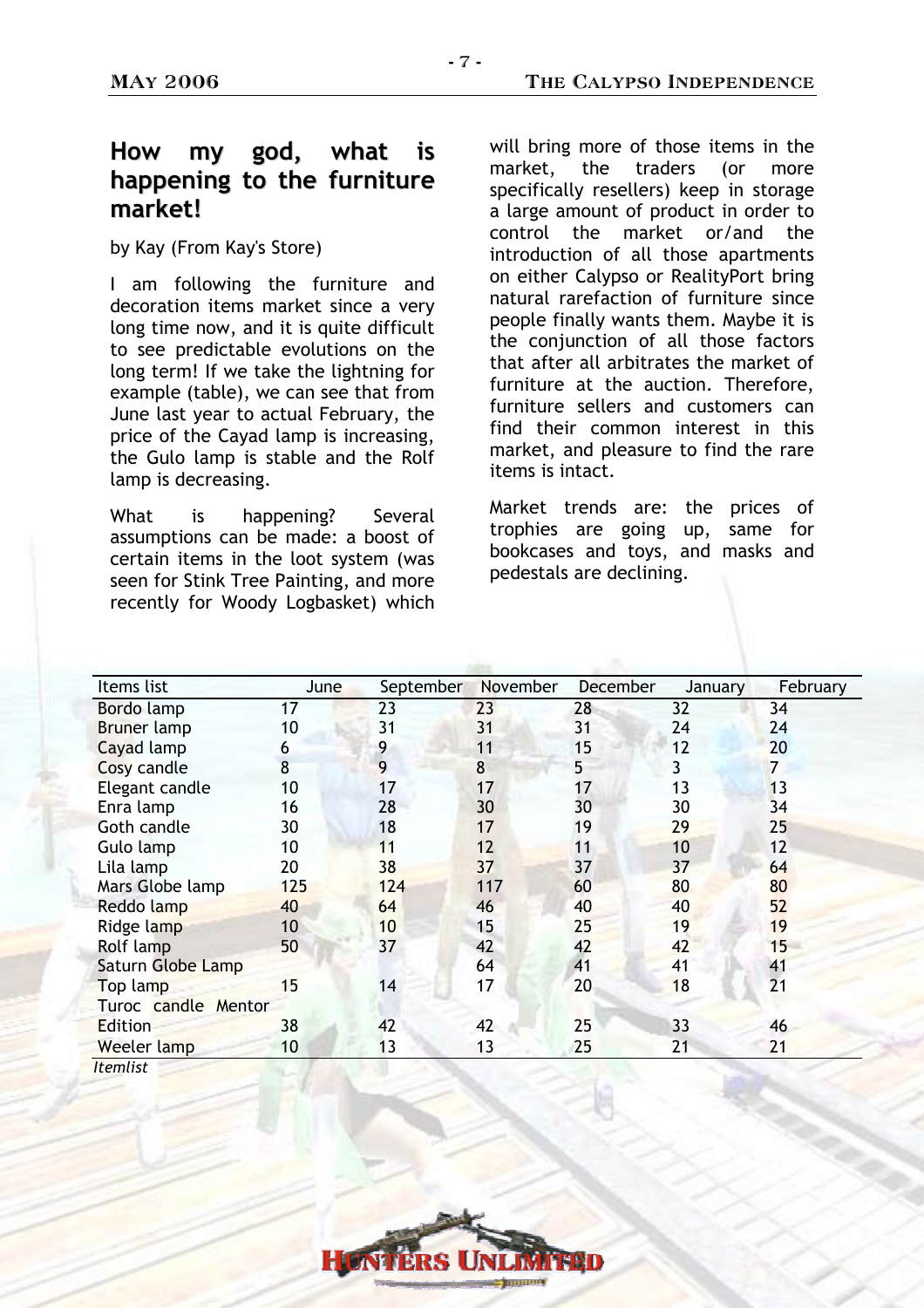## How my god, what is happening to the furniture market!

by Kay (From Kay's Store)

I am following the furniture and decoration items market since a very long time now, and it is quite difficult to see predictable evolutions on the long term! If we take the lightning for example (table), we can see that from June last year to actual February, the price of the Cayad lamp is increasing, the Gulo lamp is stable and the Rolf lamp is decreasing.

What is happening? Several assumptions can be made: a boost of certain items in the loot system (was seen for Stink Tree Painting, and more recently for Woody Logbasket) which will bring more of those items in the market, the traders (or more specifically resellers) keep in storage a large amount of product in order to control the market or/and the introduction of all those apartments on either Calypso or RealityPort bring natural rarefaction of furniture since people finally wants them. Maybe it is the conjunction of all those factors that after all arbitrates the market of furniture at the auction. Therefore, furniture sellers and customers can find their common interest in this market, and pleasure to find the rare items is intact.

Market trends are: the prices of trophies are going up, same for bookcases and toys, and masks and pedestals are declining.

| Items list | June | September | November | December | January | February |
|---|---|---|---|---|---|---|
| Bordo lamp | 17 | 23 | 23 | 28 | 32 | 34 |
| Bruner lamp | 10 | 31 | 31 | 31 | 24 | 24 |
| Cayad lamp | 6 | 9 | 11 | 15 | 12 | 20 |
| Cosy candle | 8 | 9 | 8 | 5 | 3 | 7 |
| Elegant candle | 10 | 17 | 17 | 17 | 13 | 13 |
| Enra lamp | 16 | 28 | 30 | 30 | 30 | 34 |
| Goth candle | 30 | 18 | 17 | 19 | 29 | 25 |
| Gulo lamp | 10 | 11 | 12 | 11 | 10 | 12 |
| Lila lamp | 20 | 38 | 37 | 37 | 37 | 64 |
| Mars Globe lamp | 125 | 124 | 117 | 60 | 80 | 80 |
| Reddo lamp | 40 | 64 | 46 | 40 | 40 | 52 |
| Ridge lamp | 10 | 10 | 15 | 25 | 19 | 19 |
| Rolf lamp | 50 | 37 | 42 | 42 | 42 | 15 |
| Saturn Globe Lamp | | | 64 | 41 | 41 | 41 |
| Top lamp | 15 | 14 | 17 | 20 | 18 | 21 |
| Turoc candle Mentor Edition | 38 | 42 | 42 | 25 | 33 | 46 |
| Weeler lamp | 10 | 13 | 13 | 25 | 21 | 21 |

*Itemlist*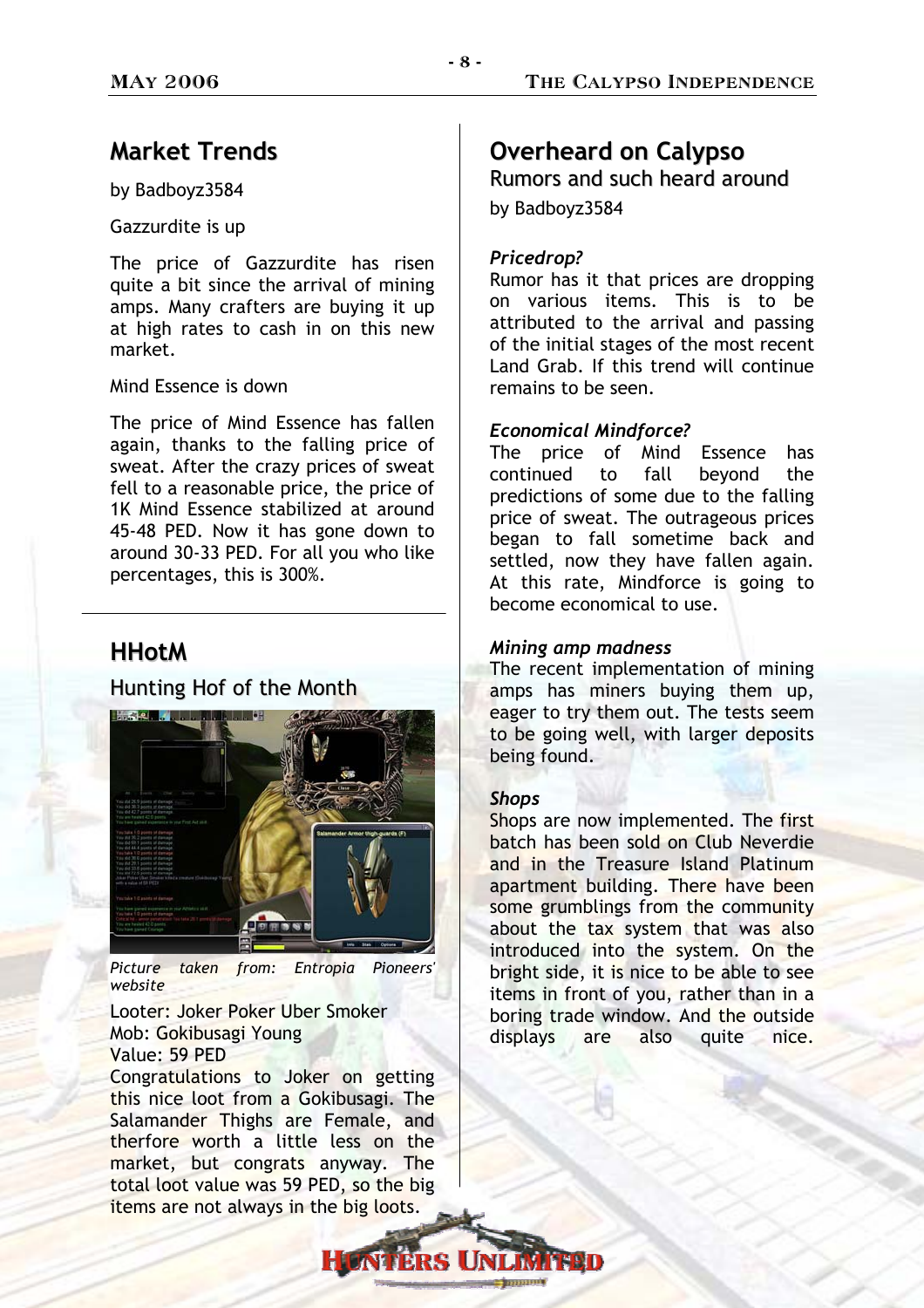## Market Trends

by Badboyz3584

Gazzurdite is up

The price of Gazzurdite has risen quite a bit since the arrival of mining amps. Many crafters are buying it up at high rates to cash in on this new market.

Mind Essence is down

The price of Mind Essence has fallen again, thanks to the falling price of sweat. After the crazy prices of sweat fell to a reasonable price, the price of 1K Mind Essence stabilized at around 45-48 PED. Now it has gone down to around 30-33 PED. For all you who like percentages, this is 300%.

## HHotM

### Hunting Hof of the Month

*Picture taken from: Entropia Pioneers' website*

Looter: Joker Poker Uber Smoker
Mob: Gokibusagi Young
Value: 59 PED
Congratulations to Joker on getting this nice loot from a Gokibusagi. The Salamander Thighs are Female, and therfore worth a little less on the market, but congrats anyway. The total loot value was 59 PED, so the big items are not always in the big loots.

## Overheard on Calypso

### Rumors and such heard around

by Badboyz3584

*Pricedrop?*
Rumor has it that prices are dropping on various items. This is to be attributed to the arrival and passing of the initial stages of the most recent Land Grab. If this trend will continue remains to be seen.

*Economical Mindforce?*
The price of Mind Essence has continued to fall beyond the predictions of some due to the falling price of sweat. The outrageous prices began to fall sometime back and settled, now they have fallen again. At this rate, Mindforce is going to become economical to use.

*Mining amp madness*
The recent implementation of mining amps has miners buying them up, eager to try them out. The tests seem to be going well, with larger deposits being found.

*Shops*
Shops are now implemented. The first batch has been sold on Club Neverdie and in the Treasure Island Platinum apartment building. There have been some grumblings from the community about the tax system that was also introduced into the system. On the bright side, it is nice to be able to see items in front of you, rather than in a boring trade window. And the outside displays are also quite nice.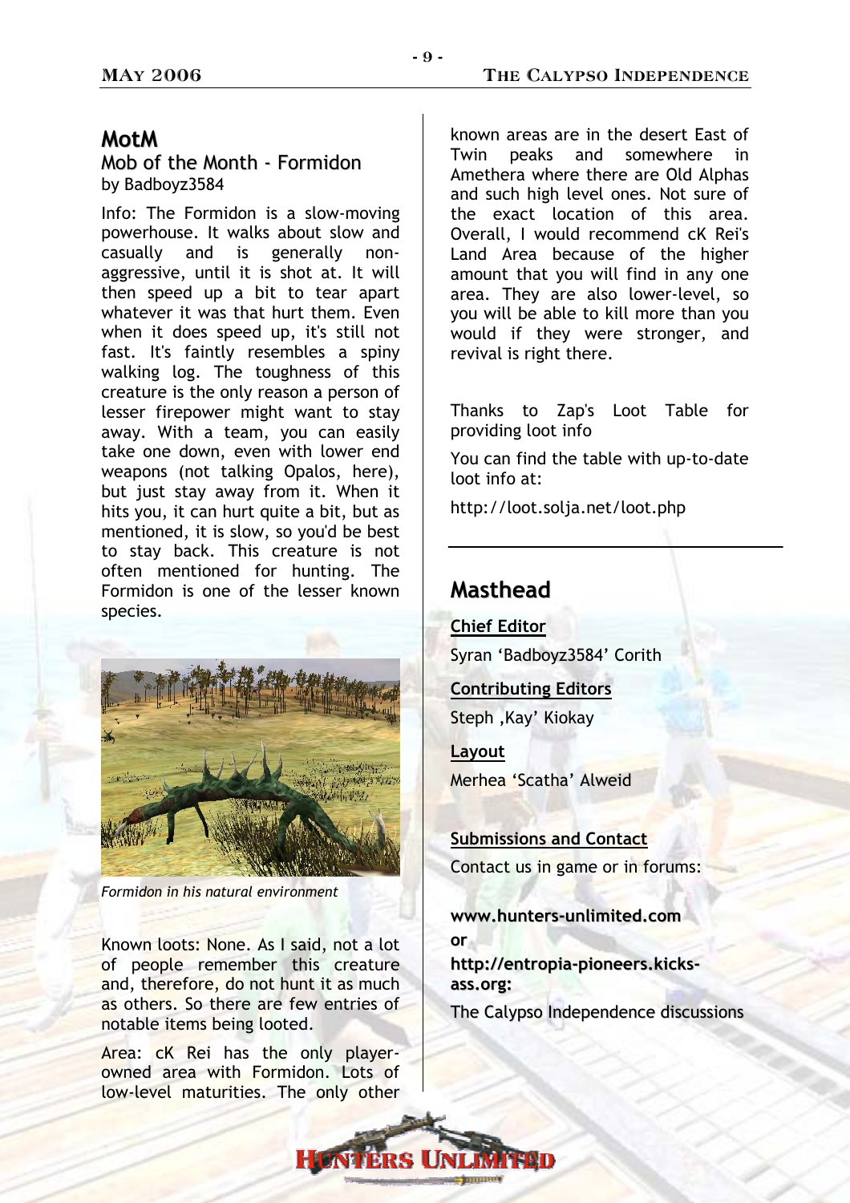## MotM

### Mob of the Month - Formidon

by Badboyz3584

Info: The Formidon is a slow-moving powerhouse. It walks about slow and casually and is generally non-aggressive, until it is shot at. It will then speed up a bit to tear apart whatever it was that hurt them. Even when it does speed up, it's still not fast. It's faintly resembles a spiny walking log. The toughness of this creature is the only reason a person of lesser firepower might want to stay away. With a team, you can easily take one down, even with lower end weapons (not talking Opalos, here), but just stay away from it. When it hits you, it can hurt quite a bit, but as mentioned, it is slow, so you'd be best to stay back. This creature is not often mentioned for hunting. The Formidon is one of the lesser known species.

*Formidon in his natural environment*

Known loots: None. As I said, not a lot of people remember this creature and, therefore, do not hunt it as much as others. So there are few entries of notable items being looted.

Area: cK Rei has the only player-owned area with Formidon. Lots of low-level maturities. The only other known areas are in the desert East of Twin peaks and somewhere in Amethera where there are Old Alphas and such high level ones. Not sure of the exact location of this area. Overall, I would recommend cK Rei's Land Area because of the higher amount that you will find in any one area. They are also lower-level, so you will be able to kill more than you would if they were stronger, and revival is right there.

Thanks to Zap's Loot Table for providing loot info

You can find the table with up-to-date loot info at:

http://loot.solja.net/loot.php

---

## Masthead

**Chief Editor**

Syran 'Badboyz3584' Corith

**Contributing Editors**

Steph ‚Kay' Kiokay

**Layout**

Merhea 'Scatha' Alweid

**Submissions and Contact**

Contact us in game or in forums:

**www.hunters-unlimited.com**

**or**

**http://entropia-pioneers.kicks-ass.org:**

The Calypso Independence discussions